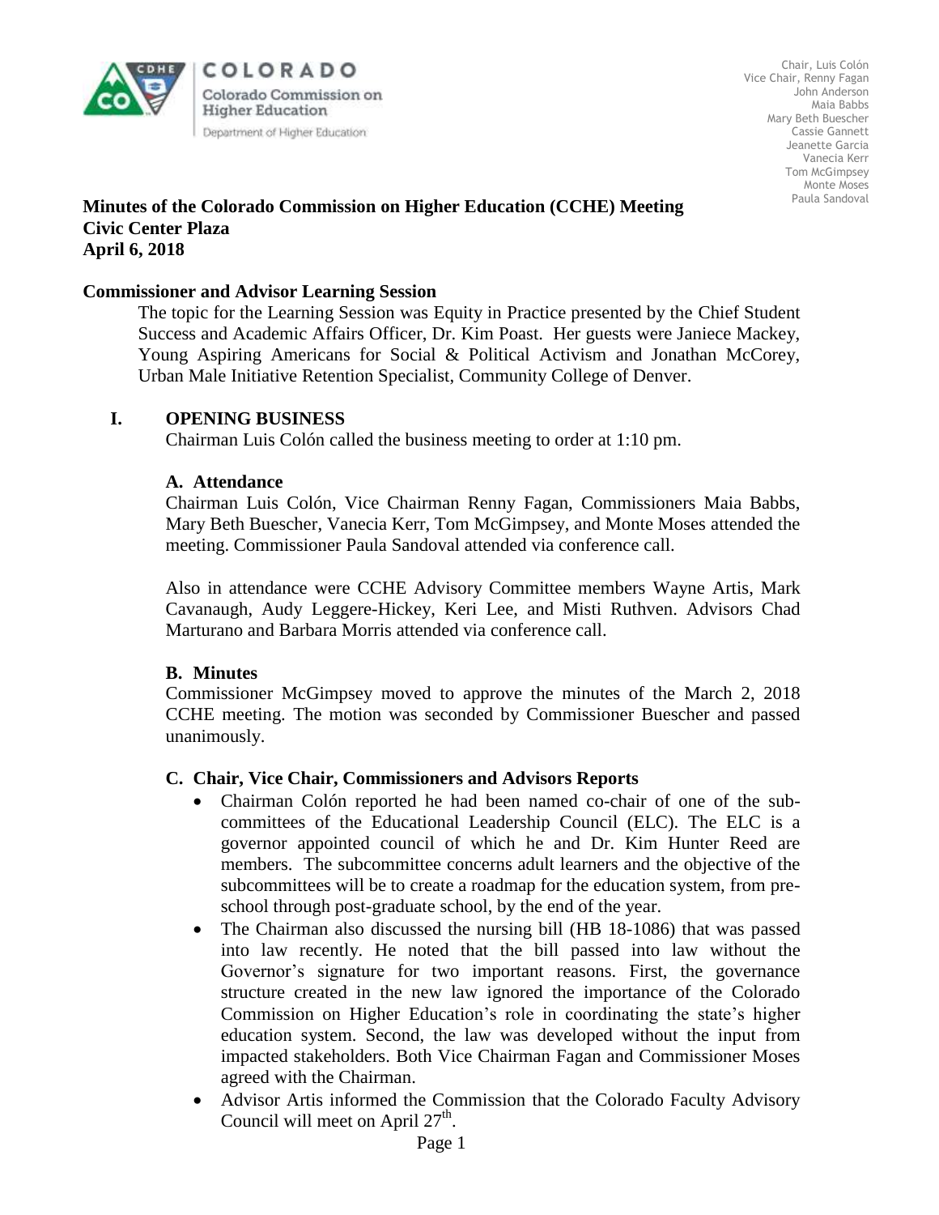COLORADO
Colorado Commission on Higher Education
Department of Higher Education

Chair, Luis Colón
Vice Chair, Renny Fagan
John Anderson
Maia Babbs
Mary Beth Buescher
Cassie Gannett
Jeanette Garcia
Vanecia Kerr
Tom McGimpsey
Monte Moses
Paula Sandoval

# Minutes of the Colorado Commission on Higher Education (CCHE) Meeting
# Civic Center Plaza
# April 6, 2018

## Commissioner and Advisor Learning Session

The topic for the Learning Session was Equity in Practice presented by the Chief Student Success and Academic Affairs Officer, Dr. Kim Poast. Her guests were Janiece Mackey, Young Aspiring Americans for Social & Political Activism and Jonathan McCorey, Urban Male Initiative Retention Specialist, Community College of Denver.

## I. OPENING BUSINESS

Chairman Luis Colón called the business meeting to order at 1:10 pm.

### A. Attendance

Chairman Luis Colón, Vice Chairman Renny Fagan, Commissioners Maia Babbs, Mary Beth Buescher, Vanecia Kerr, Tom McGimpsey, and Monte Moses attended the meeting. Commissioner Paula Sandoval attended via conference call.

Also in attendance were CCHE Advisory Committee members Wayne Artis, Mark Cavanaugh, Audy Leggere-Hickey, Keri Lee, and Misti Ruthven. Advisors Chad Marturano and Barbara Morris attended via conference call.

### B. Minutes

Commissioner McGimpsey moved to approve the minutes of the March 2, 2018 CCHE meeting. The motion was seconded by Commissioner Buescher and passed unanimously.

### C. Chair, Vice Chair, Commissioners and Advisors Reports

- Chairman Colón reported he had been named co-chair of one of the sub-committees of the Educational Leadership Council (ELC). The ELC is a governor appointed council of which he and Dr. Kim Hunter Reed are members. The subcommittee concerns adult learners and the objective of the subcommittees will be to create a roadmap for the education system, from pre-school through post-graduate school, by the end of the year.
- The Chairman also discussed the nursing bill (HB 18-1086) that was passed into law recently. He noted that the bill passed into law without the Governor's signature for two important reasons. First, the governance structure created in the new law ignored the importance of the Colorado Commission on Higher Education's role in coordinating the state's higher education system. Second, the law was developed without the input from impacted stakeholders. Both Vice Chairman Fagan and Commissioner Moses agreed with the Chairman.
- Advisor Artis informed the Commission that the Colorado Faculty Advisory Council will meet on April 27th.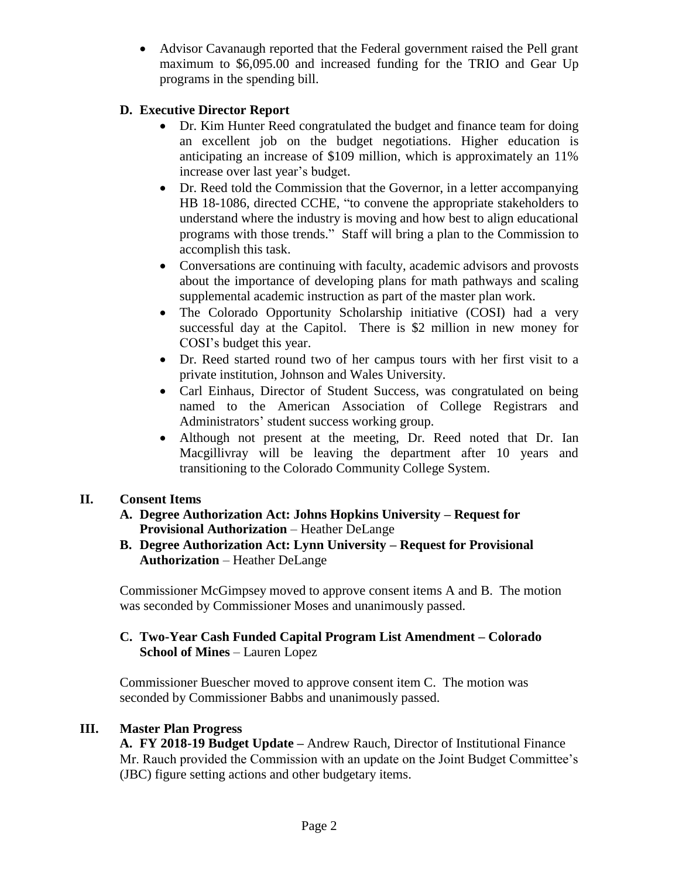- Advisor Cavanaugh reported that the Federal government raised the Pell grant maximum to $6,095.00 and increased funding for the TRIO and Gear Up programs in the spending bill.

### D. Executive Director Report

- Dr. Kim Hunter Reed congratulated the budget and finance team for doing an excellent job on the budget negotiations. Higher education is anticipating an increase of $109 million, which is approximately an 11% increase over last year's budget.
- Dr. Reed told the Commission that the Governor, in a letter accompanying HB 18-1086, directed CCHE, "to convene the appropriate stakeholders to understand where the industry is moving and how best to align educational programs with those trends." Staff will bring a plan to the Commission to accomplish this task.
- Conversations are continuing with faculty, academic advisors and provosts about the importance of developing plans for math pathways and scaling supplemental academic instruction as part of the master plan work.
- The Colorado Opportunity Scholarship initiative (COSI) had a very successful day at the Capitol. There is $2 million in new money for COSI's budget this year.
- Dr. Reed started round two of her campus tours with her first visit to a private institution, Johnson and Wales University.
- Carl Einhaus, Director of Student Success, was congratulated on being named to the American Association of College Registrars and Administrators' student success working group.
- Although not present at the meeting, Dr. Reed noted that Dr. Ian Macgillivray will be leaving the department after 10 years and transitioning to the Colorado Community College System.

## II. Consent Items

**A. Degree Authorization Act: Johns Hopkins University – Request for Provisional Authorization** – Heather DeLange

**B. Degree Authorization Act: Lynn University – Request for Provisional Authorization** – Heather DeLange

Commissioner McGimpsey moved to approve consent items A and B. The motion was seconded by Commissioner Moses and unanimously passed.

**C. Two-Year Cash Funded Capital Program List Amendment – Colorado School of Mines** – Lauren Lopez

Commissioner Buescher moved to approve consent item C. The motion was seconded by Commissioner Babbs and unanimously passed.

## III. Master Plan Progress

**A. FY 2018-19 Budget Update –** Andrew Rauch, Director of Institutional Finance
Mr. Rauch provided the Commission with an update on the Joint Budget Committee's (JBC) figure setting actions and other budgetary items.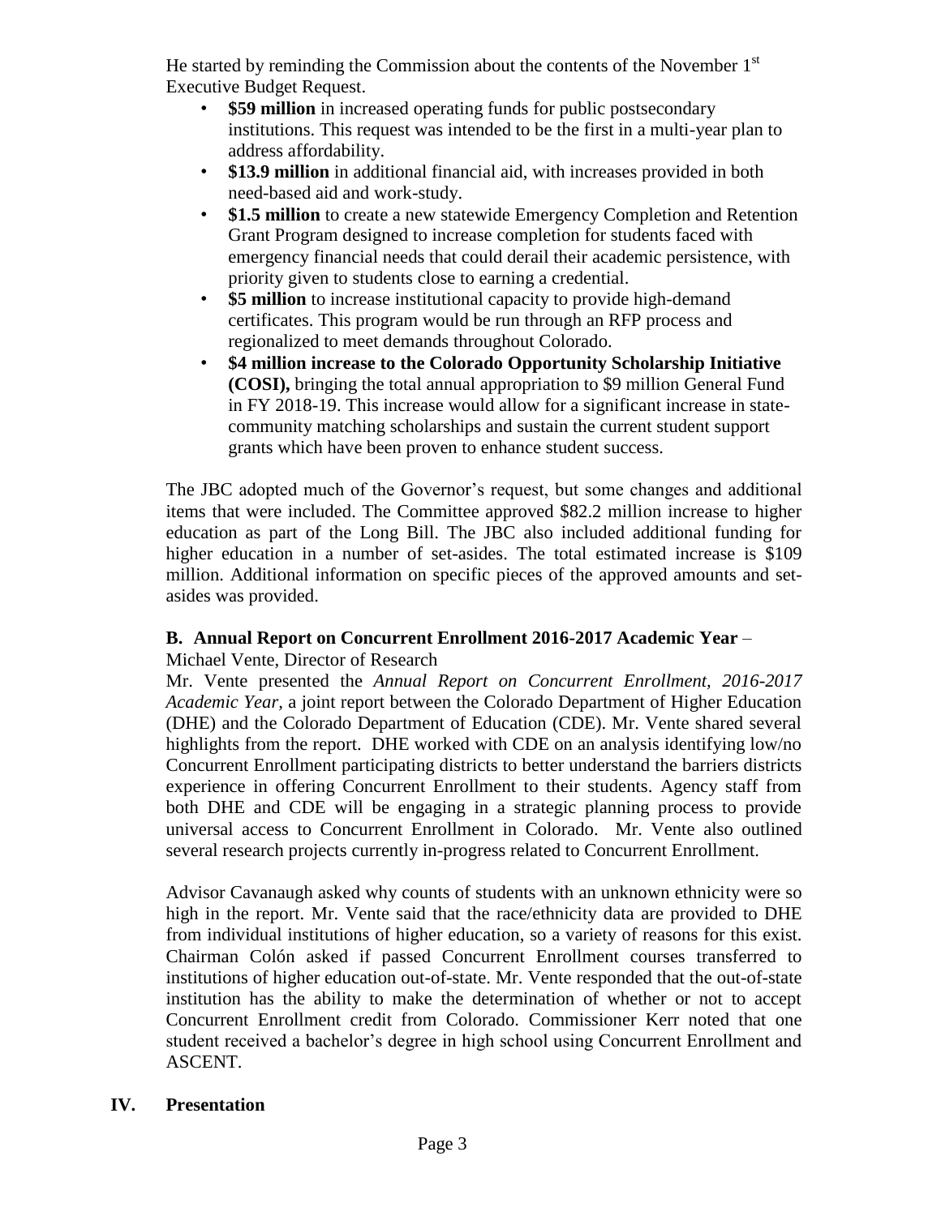He started by reminding the Commission about the contents of the November 1st Executive Budget Request.

- **\$59 million** in increased operating funds for public postsecondary institutions. This request was intended to be the first in a multi-year plan to address affordability.
- **\$13.9 million** in additional financial aid, with increases provided in both need-based aid and work-study.
- **\$1.5 million** to create a new statewide Emergency Completion and Retention Grant Program designed to increase completion for students faced with emergency financial needs that could derail their academic persistence, with priority given to students close to earning a credential.
- **\$5 million** to increase institutional capacity to provide high-demand certificates. This program would be run through an RFP process and regionalized to meet demands throughout Colorado.
- **\$4 million increase to the Colorado Opportunity Scholarship Initiative (COSI),** bringing the total annual appropriation to \$9 million General Fund in FY 2018-19. This increase would allow for a significant increase in state-community matching scholarships and sustain the current student support grants which have been proven to enhance student success.

The JBC adopted much of the Governor's request, but some changes and additional items that were included. The Committee approved \$82.2 million increase to higher education as part of the Long Bill. The JBC also included additional funding for higher education in a number of set-asides. The total estimated increase is \$109 million. Additional information on specific pieces of the approved amounts and set-asides was provided.

**B. Annual Report on Concurrent Enrollment 2016-2017 Academic Year** – Michael Vente, Director of Research

Mr. Vente presented the *Annual Report on Concurrent Enrollment, 2016-2017 Academic Year,* a joint report between the Colorado Department of Higher Education (DHE) and the Colorado Department of Education (CDE). Mr. Vente shared several highlights from the report. DHE worked with CDE on an analysis identifying low/no Concurrent Enrollment participating districts to better understand the barriers districts experience in offering Concurrent Enrollment to their students. Agency staff from both DHE and CDE will be engaging in a strategic planning process to provide universal access to Concurrent Enrollment in Colorado. Mr. Vente also outlined several research projects currently in-progress related to Concurrent Enrollment.

Advisor Cavanaugh asked why counts of students with an unknown ethnicity were so high in the report. Mr. Vente said that the race/ethnicity data are provided to DHE from individual institutions of higher education, so a variety of reasons for this exist. Chairman Colón asked if passed Concurrent Enrollment courses transferred to institutions of higher education out-of-state. Mr. Vente responded that the out-of-state institution has the ability to make the determination of whether or not to accept Concurrent Enrollment credit from Colorado. Commissioner Kerr noted that one student received a bachelor's degree in high school using Concurrent Enrollment and ASCENT.

## IV. Presentation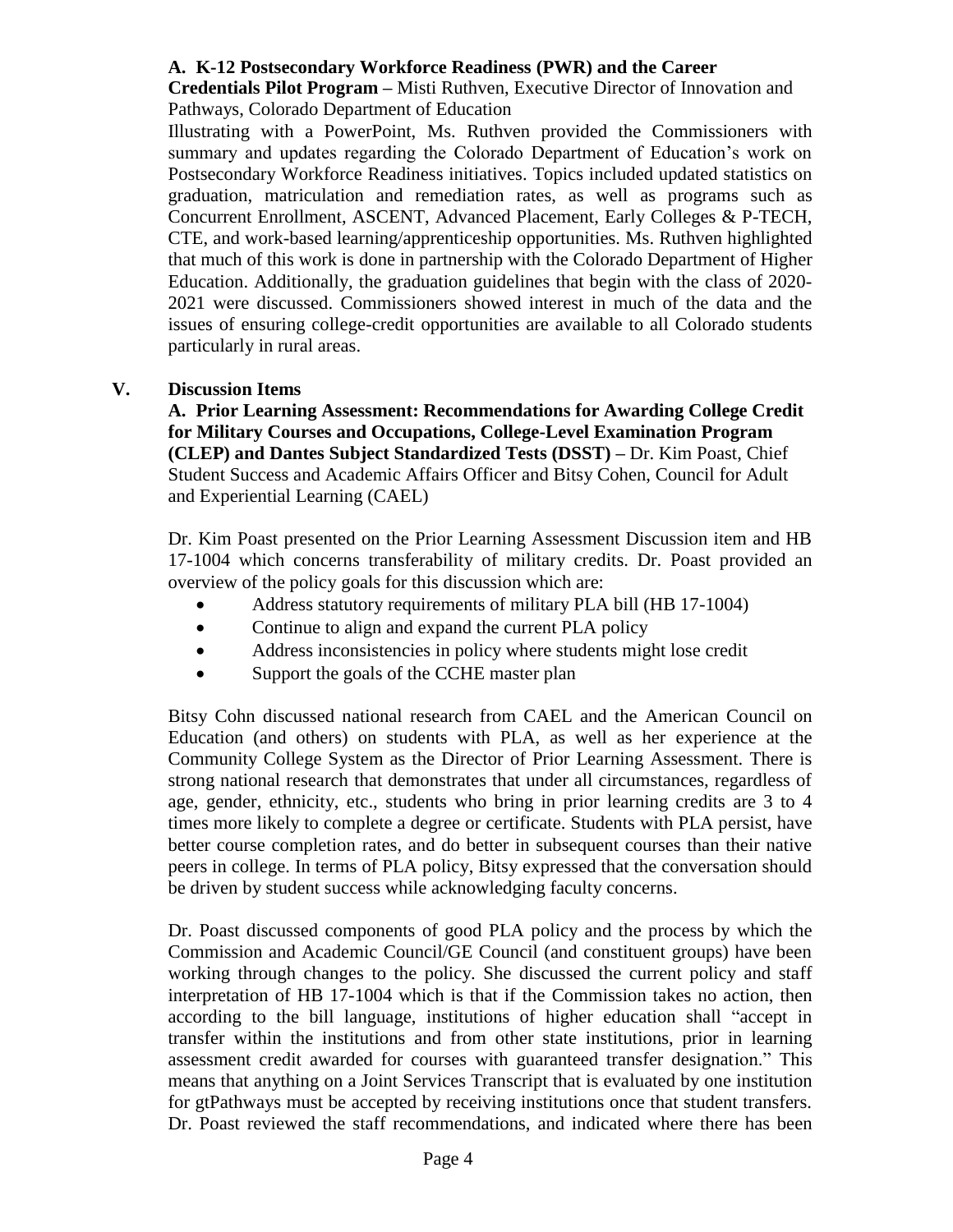**A. K-12 Postsecondary Workforce Readiness (PWR) and the Career Credentials Pilot Program –** Misti Ruthven, Executive Director of Innovation and Pathways, Colorado Department of Education

Illustrating with a PowerPoint, Ms. Ruthven provided the Commissioners with summary and updates regarding the Colorado Department of Education's work on Postsecondary Workforce Readiness initiatives. Topics included updated statistics on graduation, matriculation and remediation rates, as well as programs such as Concurrent Enrollment, ASCENT, Advanced Placement, Early Colleges & P-TECH, CTE, and work-based learning/apprenticeship opportunities. Ms. Ruthven highlighted that much of this work is done in partnership with the Colorado Department of Higher Education. Additionally, the graduation guidelines that begin with the class of 2020-2021 were discussed. Commissioners showed interest in much of the data and the issues of ensuring college-credit opportunities are available to all Colorado students particularly in rural areas.

## V. Discussion Items

**A. Prior Learning Assessment: Recommendations for Awarding College Credit for Military Courses and Occupations, College-Level Examination Program (CLEP) and Dantes Subject Standardized Tests (DSST) –** Dr. Kim Poast, Chief Student Success and Academic Affairs Officer and Bitsy Cohen, Council for Adult and Experiential Learning (CAEL)

Dr. Kim Poast presented on the Prior Learning Assessment Discussion item and HB 17-1004 which concerns transferability of military credits. Dr. Poast provided an overview of the policy goals for this discussion which are:

- Address statutory requirements of military PLA bill (HB 17-1004)
- Continue to align and expand the current PLA policy
- Address inconsistencies in policy where students might lose credit
- Support the goals of the CCHE master plan

Bitsy Cohn discussed national research from CAEL and the American Council on Education (and others) on students with PLA, as well as her experience at the Community College System as the Director of Prior Learning Assessment. There is strong national research that demonstrates that under all circumstances, regardless of age, gender, ethnicity, etc., students who bring in prior learning credits are 3 to 4 times more likely to complete a degree or certificate. Students with PLA persist, have better course completion rates, and do better in subsequent courses than their native peers in college. In terms of PLA policy, Bitsy expressed that the conversation should be driven by student success while acknowledging faculty concerns.

Dr. Poast discussed components of good PLA policy and the process by which the Commission and Academic Council/GE Council (and constituent groups) have been working through changes to the policy. She discussed the current policy and staff interpretation of HB 17-1004 which is that if the Commission takes no action, then according to the bill language, institutions of higher education shall "accept in transfer within the institutions and from other state institutions, prior in learning assessment credit awarded for courses with guaranteed transfer designation." This means that anything on a Joint Services Transcript that is evaluated by one institution for gtPathways must be accepted by receiving institutions once that student transfers. Dr. Poast reviewed the staff recommendations, and indicated where there has been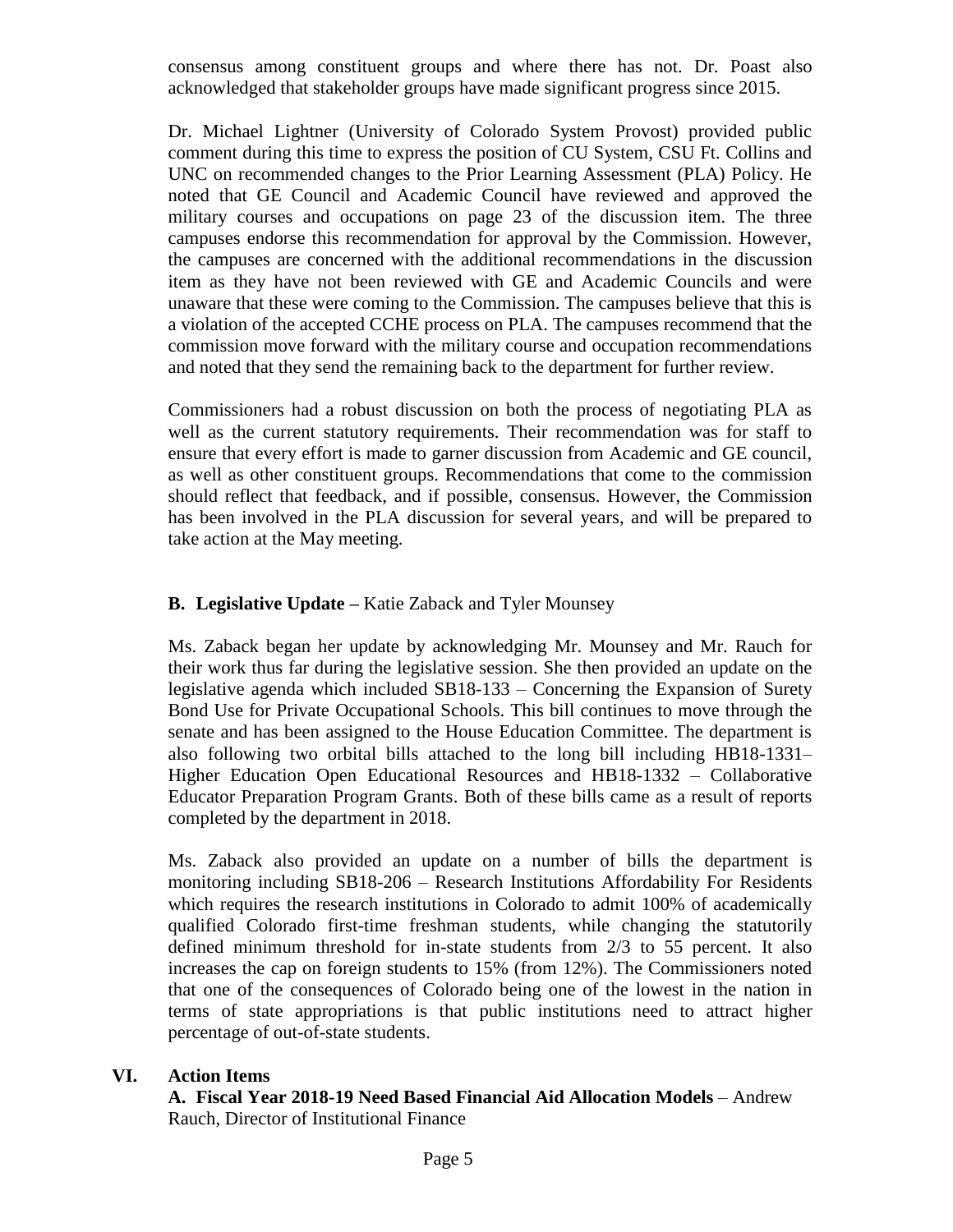consensus among constituent groups and where there has not. Dr. Poast also acknowledged that stakeholder groups have made significant progress since 2015.

Dr. Michael Lightner (University of Colorado System Provost) provided public comment during this time to express the position of CU System, CSU Ft. Collins and UNC on recommended changes to the Prior Learning Assessment (PLA) Policy. He noted that GE Council and Academic Council have reviewed and approved the military courses and occupations on page 23 of the discussion item. The three campuses endorse this recommendation for approval by the Commission. However, the campuses are concerned with the additional recommendations in the discussion item as they have not been reviewed with GE and Academic Councils and were unaware that these were coming to the Commission. The campuses believe that this is a violation of the accepted CCHE process on PLA. The campuses recommend that the commission move forward with the military course and occupation recommendations and noted that they send the remaining back to the department for further review.

Commissioners had a robust discussion on both the process of negotiating PLA as well as the current statutory requirements. Their recommendation was for staff to ensure that every effort is made to garner discussion from Academic and GE council, as well as other constituent groups. Recommendations that come to the commission should reflect that feedback, and if possible, consensus. However, the Commission has been involved in the PLA discussion for several years, and will be prepared to take action at the May meeting.

**B. Legislative Update –** Katie Zaback and Tyler Mounsey

Ms. Zaback began her update by acknowledging Mr. Mounsey and Mr. Rauch for their work thus far during the legislative session. She then provided an update on the legislative agenda which included SB18-133 – Concerning the Expansion of Surety Bond Use for Private Occupational Schools. This bill continues to move through the senate and has been assigned to the House Education Committee. The department is also following two orbital bills attached to the long bill including HB18-1331– Higher Education Open Educational Resources and HB18-1332 – Collaborative Educator Preparation Program Grants. Both of these bills came as a result of reports completed by the department in 2018.

Ms. Zaback also provided an update on a number of bills the department is monitoring including SB18-206 – Research Institutions Affordability For Residents which requires the research institutions in Colorado to admit 100% of academically qualified Colorado first-time freshman students, while changing the statutorily defined minimum threshold for in-state students from 2/3 to 55 percent. It also increases the cap on foreign students to 15% (from 12%). The Commissioners noted that one of the consequences of Colorado being one of the lowest in the nation in terms of state appropriations is that public institutions need to attract higher percentage of out-of-state students.

## VI. Action Items

**A. Fiscal Year 2018-19 Need Based Financial Aid Allocation Models** – Andrew Rauch, Director of Institutional Finance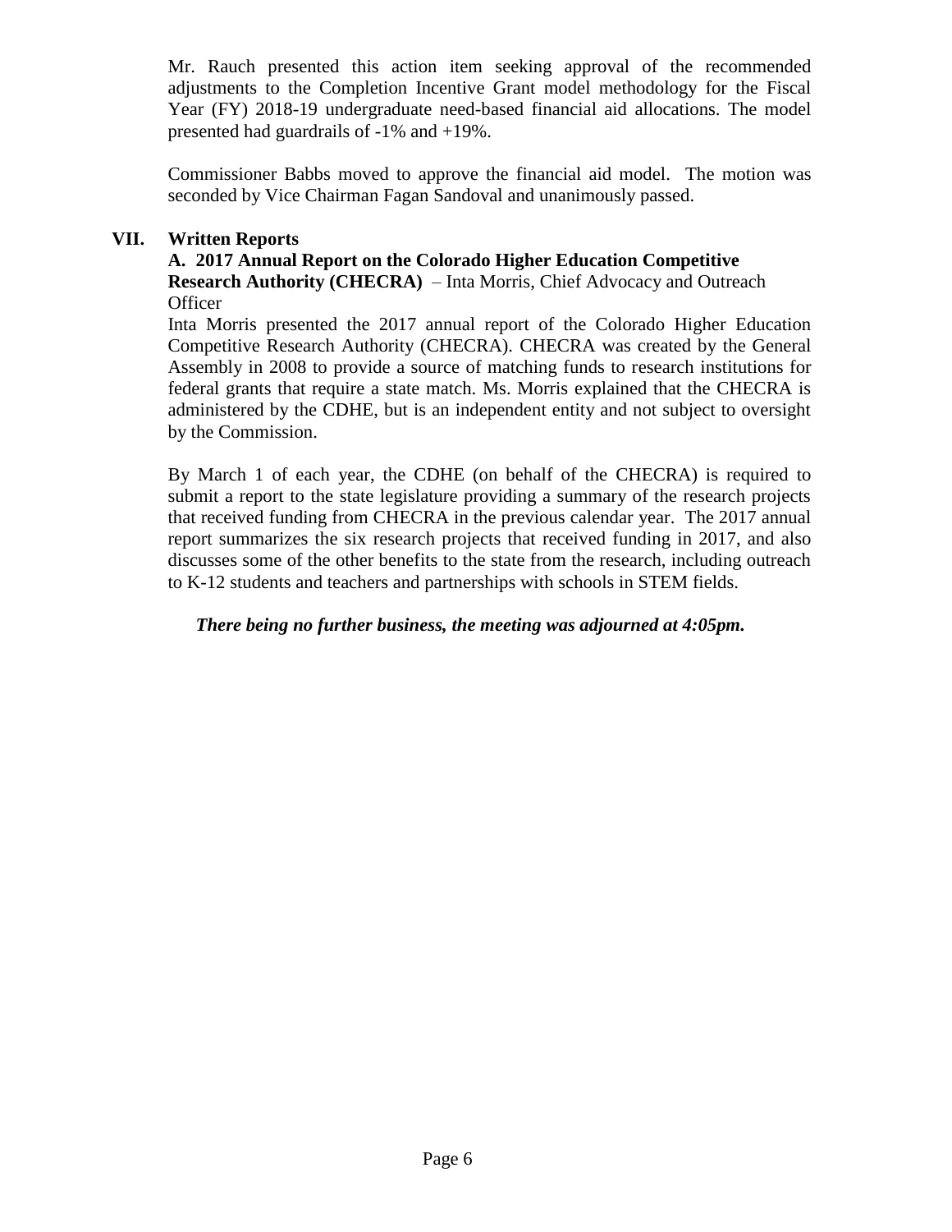Mr. Rauch presented this action item seeking approval of the recommended adjustments to the Completion Incentive Grant model methodology for the Fiscal Year (FY) 2018-19 undergraduate need-based financial aid allocations. The model presented had guardrails of -1% and +19%.

Commissioner Babbs moved to approve the financial aid model. The motion was seconded by Vice Chairman Fagan Sandoval and unanimously passed.

## VII. Written Reports

**A. 2017 Annual Report on the Colorado Higher Education Competitive Research Authority (CHECRA)** – Inta Morris, Chief Advocacy and Outreach Officer

Inta Morris presented the 2017 annual report of the Colorado Higher Education Competitive Research Authority (CHECRA). CHECRA was created by the General Assembly in 2008 to provide a source of matching funds to research institutions for federal grants that require a state match. Ms. Morris explained that the CHECRA is administered by the CDHE, but is an independent entity and not subject to oversight by the Commission.

By March 1 of each year, the CDHE (on behalf of the CHECRA) is required to submit a report to the state legislature providing a summary of the research projects that received funding from CHECRA in the previous calendar year. The 2017 annual report summarizes the six research projects that received funding in 2017, and also discusses some of the other benefits to the state from the research, including outreach to K-12 students and teachers and partnerships with schools in STEM fields.

***There being no further business, the meeting was adjourned at 4:05pm.***